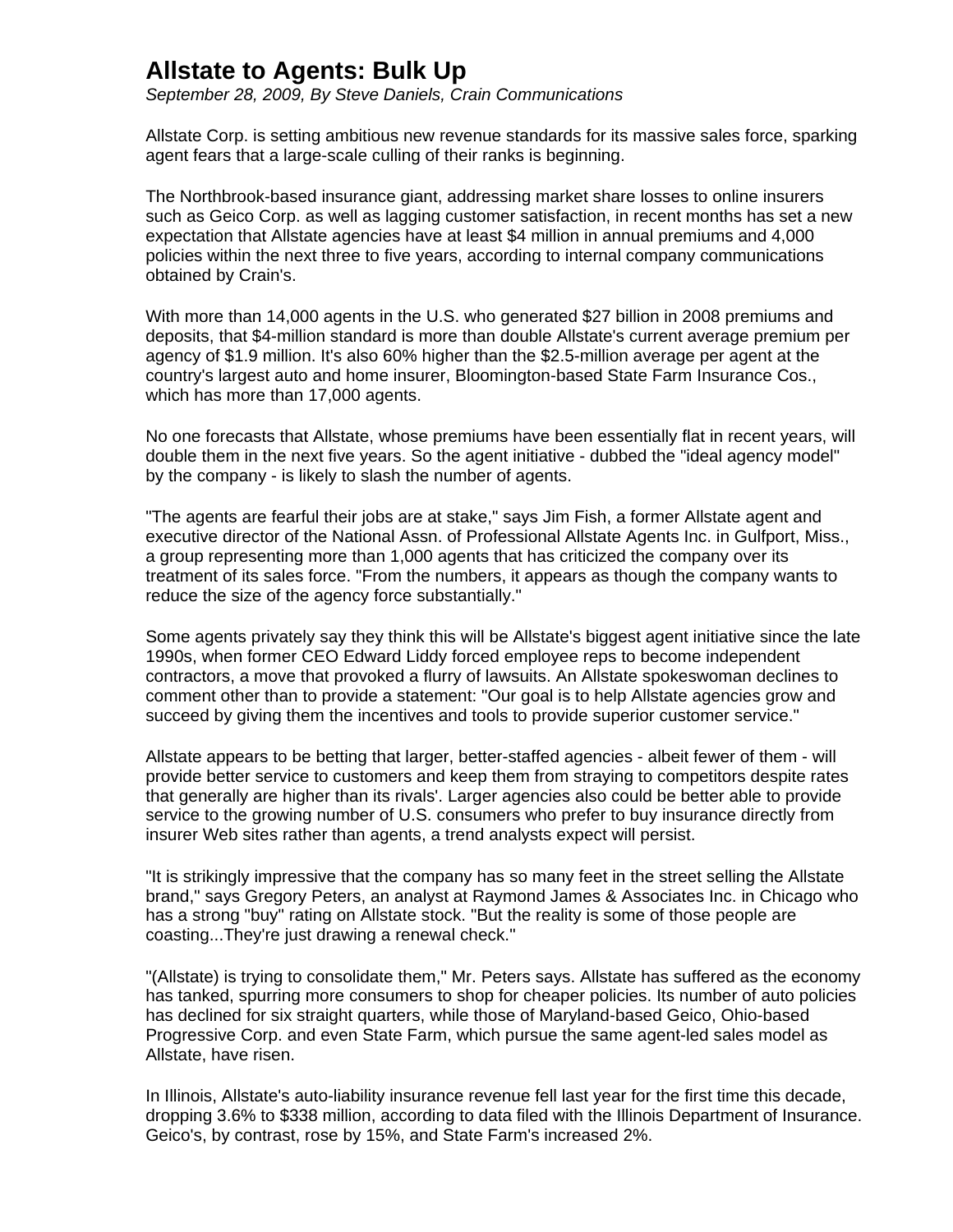# Allstate to Agents: Bulk Up

*September 28, 2009, By Steve Daniels, Crain Communications*

Allstate Corp. is setting ambitious new revenue standards for its massive sales force, sparking agent fears that a large-scale culling of their ranks is beginning.

The Northbrook-based insurance giant, addressing market share losses to online insurers such as Geico Corp. as well as lagging customer satisfaction, in recent months has set a new expectation that Allstate agencies have at least $4 million in annual premiums and 4,000 policies within the next three to five years, according to internal company communications obtained by Crain's.

With more than 14,000 agents in the U.S. who generated $27 billion in 2008 premiums and deposits, that $4-million standard is more than double Allstate's current average premium per agency of $1.9 million. It's also 60% higher than the $2.5-million average per agent at the country's largest auto and home insurer, Bloomington-based State Farm Insurance Cos., which has more than 17,000 agents.

No one forecasts that Allstate, whose premiums have been essentially flat in recent years, will double them in the next five years. So the agent initiative - dubbed the "ideal agency model" by the company - is likely to slash the number of agents.

"The agents are fearful their jobs are at stake," says Jim Fish, a former Allstate agent and executive director of the National Assn. of Professional Allstate Agents Inc. in Gulfport, Miss., a group representing more than 1,000 agents that has criticized the company over its treatment of its sales force. "From the numbers, it appears as though the company wants to reduce the size of the agency force substantially."

Some agents privately say they think this will be Allstate's biggest agent initiative since the late 1990s, when former CEO Edward Liddy forced employee reps to become independent contractors, a move that provoked a flurry of lawsuits. An Allstate spokeswoman declines to comment other than to provide a statement: "Our goal is to help Allstate agencies grow and succeed by giving them the incentives and tools to provide superior customer service."

Allstate appears to be betting that larger, better-staffed agencies - albeit fewer of them - will provide better service to customers and keep them from straying to competitors despite rates that generally are higher than its rivals'. Larger agencies also could be better able to provide service to the growing number of U.S. consumers who prefer to buy insurance directly from insurer Web sites rather than agents, a trend analysts expect will persist.

"It is strikingly impressive that the company has so many feet in the street selling the Allstate brand," says Gregory Peters, an analyst at Raymond James & Associates Inc. in Chicago who has a strong "buy" rating on Allstate stock. "But the reality is some of those people are coasting...They're just drawing a renewal check."

"(Allstate) is trying to consolidate them," Mr. Peters says. Allstate has suffered as the economy has tanked, spurring more consumers to shop for cheaper policies. Its number of auto policies has declined for six straight quarters, while those of Maryland-based Geico, Ohio-based Progressive Corp. and even State Farm, which pursue the same agent-led sales model as Allstate, have risen.

In Illinois, Allstate's auto-liability insurance revenue fell last year for the first time this decade, dropping 3.6% to $338 million, according to data filed with the Illinois Department of Insurance. Geico's, by contrast, rose by 15%, and State Farm's increased 2%.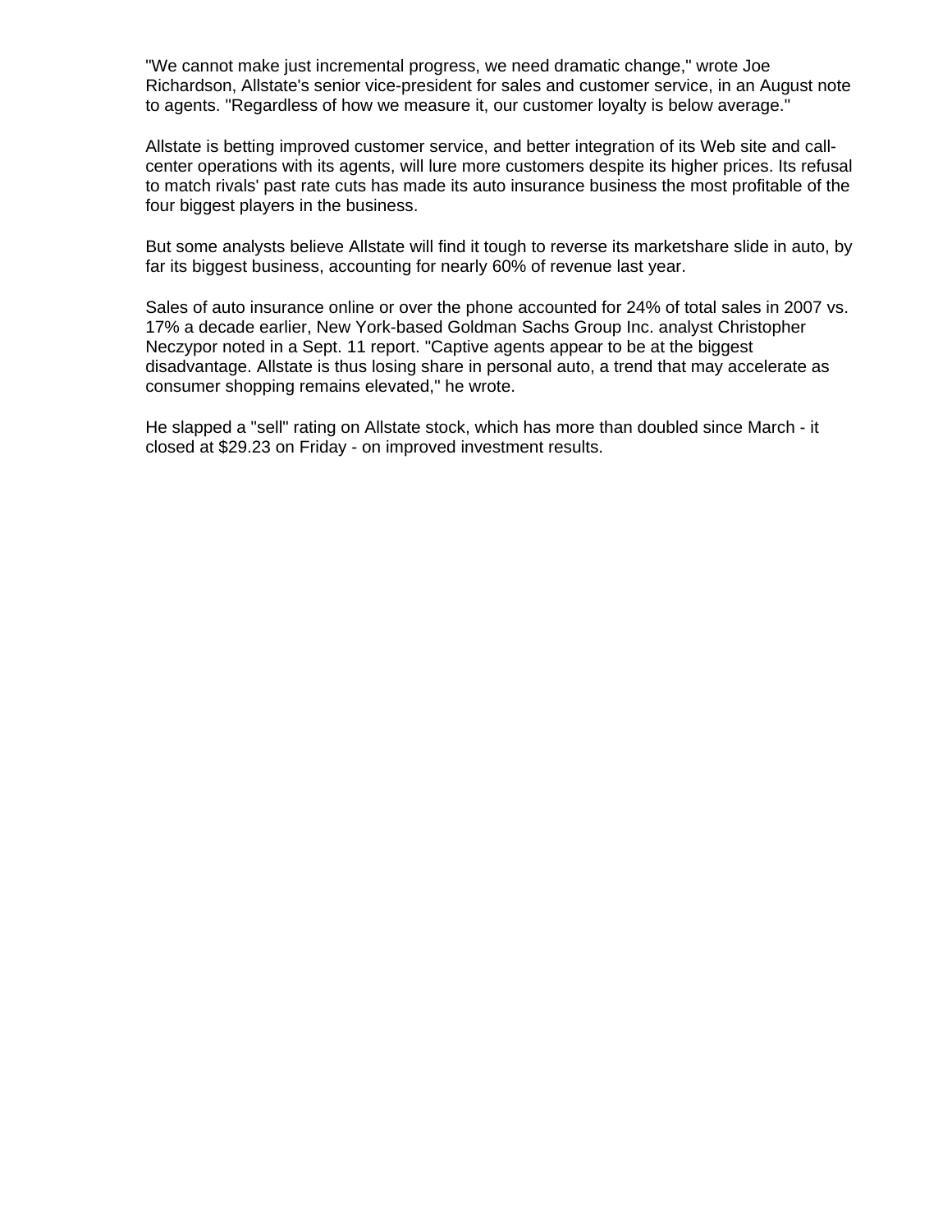"We cannot make just incremental progress, we need dramatic change," wrote Joe Richardson, Allstate's senior vice-president for sales and customer service, in an August note to agents. "Regardless of how we measure it, our customer loyalty is below average."

Allstate is betting improved customer service, and better integration of its Web site and call-center operations with its agents, will lure more customers despite its higher prices. Its refusal to match rivals' past rate cuts has made its auto insurance business the most profitable of the four biggest players in the business.

But some analysts believe Allstate will find it tough to reverse its marketshare slide in auto, by far its biggest business, accounting for nearly 60% of revenue last year.

Sales of auto insurance online or over the phone accounted for 24% of total sales in 2007 vs. 17% a decade earlier, New York-based Goldman Sachs Group Inc. analyst Christopher Neczypor noted in a Sept. 11 report. "Captive agents appear to be at the biggest disadvantage. Allstate is thus losing share in personal auto, a trend that may accelerate as consumer shopping remains elevated," he wrote.

He slapped a "sell" rating on Allstate stock, which has more than doubled since March - it closed at $29.23 on Friday - on improved investment results.